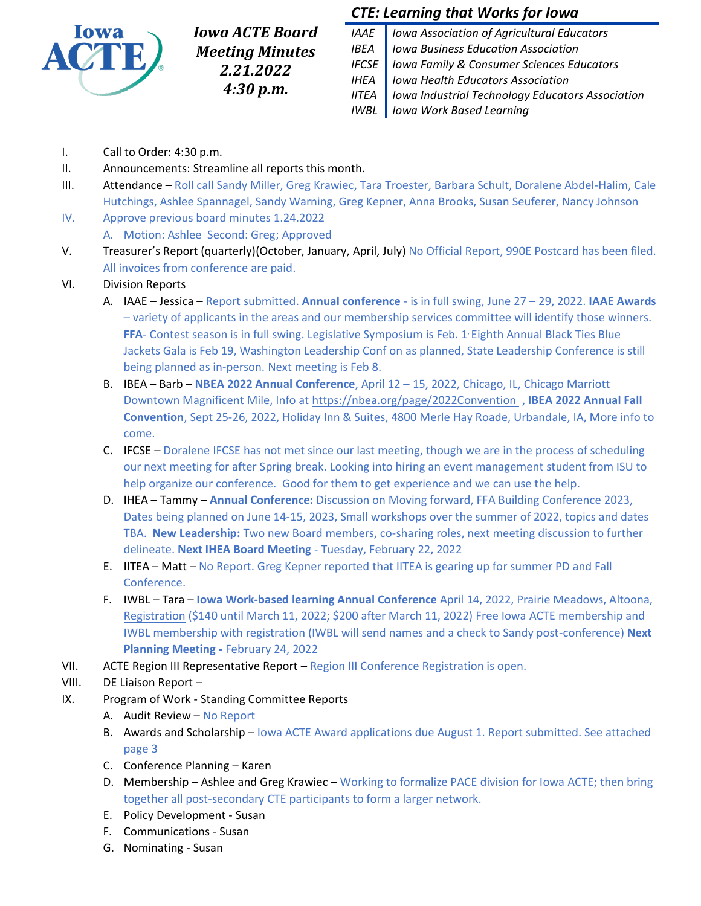# Iowa ACTE Board Meeting Minutes 2.21.2022 4:30 p.m.

***CTE: Learning that Works for Iowa***

| | |
|---|---|
| *IAAE* | *Iowa Association of Agricultural Educators* |
| *IBEA* | *Iowa Business Education Association* |
| *IFCSE* | *Iowa Family & Consumer Sciences Educators* |
| *IHEA* | *Iowa Health Educators Association* |
| *IITEA* | *Iowa Industrial Technology Educators Association* |
| *IWBL* | *Iowa Work Based Learning* |

I. Call to Order: 4:30 p.m.

II. Announcements: Streamline all reports this month.

III. Attendance – Roll call Sandy Miller, Greg Krawiec, Tara Troester, Barbara Schult, Doralene Abdel-Halim, Cale Hutchings, Ashlee Spannagel, Sandy Warning, Greg Kepner, Anna Brooks, Susan Seuferer, Nancy Johnson

IV. Approve previous board minutes 1.24.2022
   A. Motion: Ashlee Second: Greg; Approved

V. Treasurer's Report (quarterly)(October, January, April, July) No Official Report, 990E Postcard has been filed. All invoices from conference are paid.

VI. Division Reports
   A. IAAE – Jessica – Report submitted. **Annual conference** - is in full swing, June 27 – 29, 2022. **IAAE Awards** – variety of applicants in the areas and our membership services committee will identify those winners. **FFA**- Contest season is in full swing. Legislative Symposium is Feb. 1, Eighth Annual Black Ties Blue Jackets Gala is Feb 19, Washington Leadership Conf on as planned, State Leadership Conference is still being planned as in-person. Next meeting is Feb 8.
   B. IBEA – Barb – **NBEA 2022 Annual Conference**, April 12 – 15, 2022, Chicago, IL, Chicago Marriott Downtown Magnificent Mile, Info at https://nbea.org/page/2022Convention , **IBEA 2022 Annual Fall Convention**, Sept 25-26, 2022, Holiday Inn & Suites, 4800 Merle Hay Roade, Urbandale, IA, More info to come.
   C. IFCSE – Doralene IFCSE has not met since our last meeting, though we are in the process of scheduling our next meeting for after Spring break. Looking into hiring an event management student from ISU to help organize our conference. Good for them to get experience and we can use the help.
   D. IHEA – Tammy – **Annual Conference:** Discussion on Moving forward, FFA Building Conference 2023, Dates being planned on June 14-15, 2023, Small workshops over the summer of 2022, topics and dates TBA. **New Leadership:** Two new Board members, co-sharing roles, next meeting discussion to further delineate. **Next IHEA Board Meeting** - Tuesday, February 22, 2022
   E. IITEA – Matt – No Report. Greg Kepner reported that IITEA is gearing up for summer PD and Fall Conference.
   F. IWBL – Tara – **Iowa Work-based learning Annual Conference** April 14, 2022, Prairie Meadows, Altoona, Registration ($140 until March 11, 2022; $200 after March 11, 2022) Free Iowa ACTE membership and IWBL membership with registration (IWBL will send names and a check to Sandy post-conference) **Next Planning Meeting -** February 24, 2022

VII. ACTE Region III Representative Report – Region III Conference Registration is open.

VIII. DE Liaison Report –

IX. Program of Work - Standing Committee Reports
   A. Audit Review – No Report
   B. Awards and Scholarship – Iowa ACTE Award applications due August 1. Report submitted. See attached page 3
   C. Conference Planning – Karen
   D. Membership – Ashlee and Greg Krawiec – Working to formalize PACE division for Iowa ACTE; then bring together all post-secondary CTE participants to form a larger network.
   E. Policy Development - Susan
   F. Communications - Susan
   G. Nominating - Susan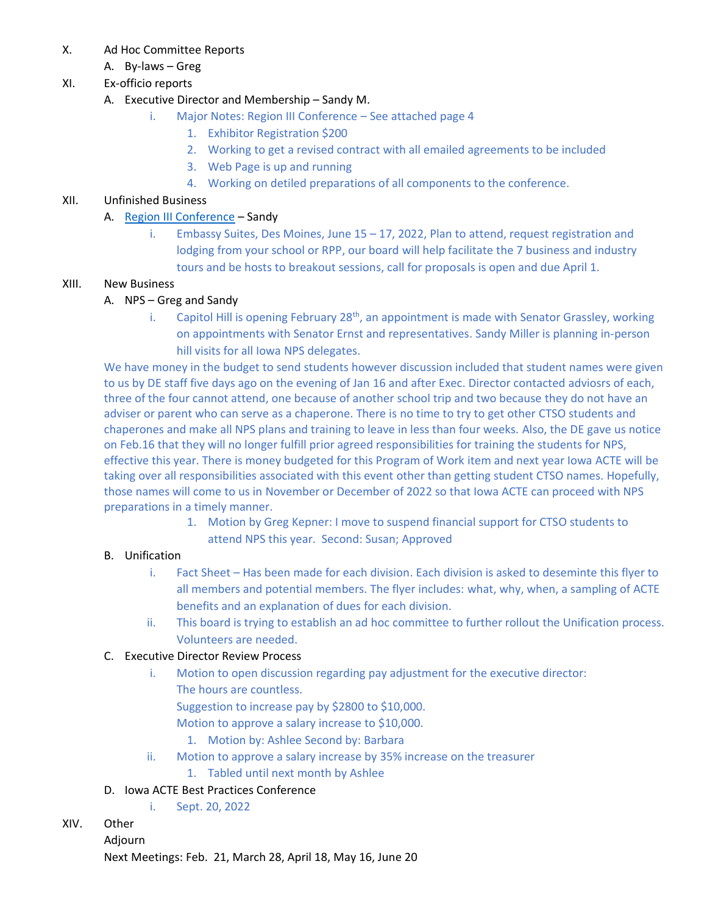X. Ad Hoc Committee Reports

   A. By-laws – Greg

XI. Ex-officio reports

   A. Executive Director and Membership – Sandy M.

      i. Major Notes: Region III Conference – See attached page 4

         1. Exhibitor Registration $200
         2. Working to get a revised contract with all emailed agreements to be included
         3. Web Page is up and running
         4. Working on detiled preparations of all components to the conference.

XII. Unfinished Business

   A. Region III Conference – Sandy

      i. Embassy Suites, Des Moines, June 15 – 17, 2022, Plan to attend, request registration and lodging from your school or RPP, our board will help facilitate the 7 business and industry tours and be hosts to breakout sessions, call for proposals is open and due April 1.

XIII. New Business

   A. NPS – Greg and Sandy

      i. Capitol Hill is opening February 28th, an appointment is made with Senator Grassley, working on appointments with Senator Ernst and representatives. Sandy Miller is planning in-person hill visits for all Iowa NPS delegates.

   We have money in the budget to send students however discussion included that student names were given to us by DE staff five days ago on the evening of Jan 16 and after Exec. Director contacted adviosrs of each, three of the four cannot attend, one because of another school trip and two because they do not have an adviser or parent who can serve as a chaperone. There is no time to try to get other CTSO students and chaperones and make all NPS plans and training to leave in less than four weeks. Also, the DE gave us notice on Feb.16 that they will no longer fulfill prior agreed responsibilities for training the students for NPS, effective this year. There is money budgeted for this Program of Work item and next year Iowa ACTE will be taking over all responsibilities associated with this event other than getting student CTSO names. Hopefully, those names will come to us in November or December of 2022 so that Iowa ACTE can proceed with NPS preparations in a timely manner.

         1. Motion by Greg Kepner: I move to suspend financial support for CTSO students to attend NPS this year. Second: Susan; Approved

   B. Unification

      i. Fact Sheet – Has been made for each division. Each division is asked to deseminte this flyer to all members and potential members. The flyer includes: what, why, when, a sampling of ACTE benefits and an explanation of dues for each division.
      ii. This board is trying to establish an ad hoc committee to further rollout the Unification process. Volunteers are needed.

   C. Executive Director Review Process

      i. Motion to open discussion regarding pay adjustment for the executive director:
         The hours are countless.
         Suggestion to increase pay by $2800 to $10,000.
         Motion to approve a salary increase to $10,000.

         1. Motion by: Ashlee Second by: Barbara

      ii. Motion to approve a salary increase by 35% increase on the treasurer

         1. Tabled until next month by Ashlee

   D. Iowa ACTE Best Practices Conference

      i. Sept. 20, 2022

XIV. Other

   Adjourn

   Next Meetings: Feb. 21, March 28, April 18, May 16, June 20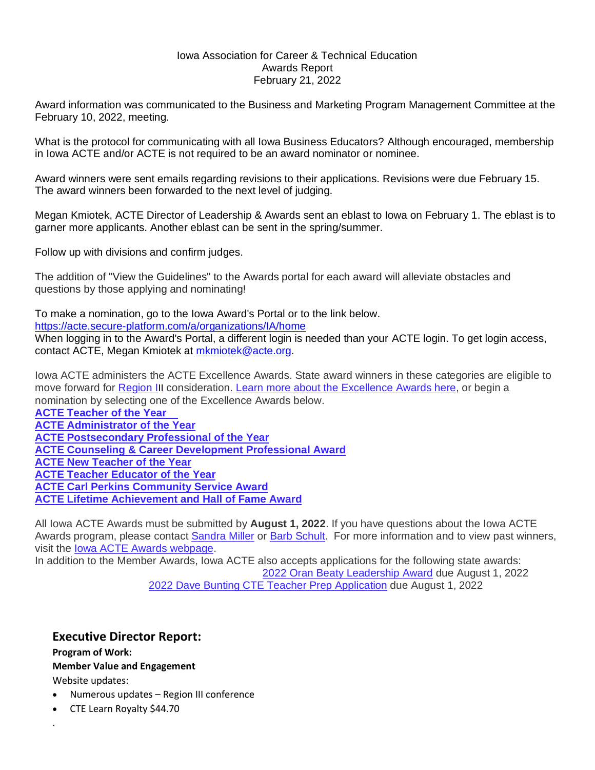Iowa Association for Career & Technical Education
Awards Report
February 21, 2022

Award information was communicated to the Business and Marketing Program Management Committee at the February 10, 2022, meeting.

What is the protocol for communicating with all Iowa Business Educators? Although encouraged, membership in Iowa ACTE and/or ACTE is not required to be an award nominator or nominee.

Award winners were sent emails regarding revisions to their applications. Revisions were due February 15. The award winners been forwarded to the next level of judging.

Megan Kmiotek, ACTE Director of Leadership & Awards sent an eblast to Iowa on February 1. The eblast is to garner more applicants. Another eblast can be sent in the spring/summer.

Follow up with divisions and confirm judges.

The addition of "View the Guidelines" to the Awards portal for each award will alleviate obstacles and questions by those applying and nominating!

To make a nomination, go to the Iowa Award's Portal or to the link below.
https://acte.secure-platform.com/a/organizations/IA/home
When logging in to the Award's Portal, a different login is needed than your ACTE login. To get login access, contact ACTE, Megan Kmiotek at mkmiotek@acte.org.

Iowa ACTE administers the ACTE Excellence Awards. State award winners in these categories are eligible to move forward for Region III consideration. Learn more about the Excellence Awards here, or begin a nomination by selecting one of the Excellence Awards below.

**ACTE Teacher of the Year**
**ACTE Administrator of the Year**
**ACTE Postsecondary Professional of the Year**
**ACTE Counseling & Career Development Professional Award**
**ACTE New Teacher of the Year**
**ACTE Teacher Educator of the Year**
**ACTE Carl Perkins Community Service Award**
**ACTE Lifetime Achievement and Hall of Fame Award**

All Iowa ACTE Awards must be submitted by **August 1, 2022**. If you have questions about the Iowa ACTE Awards program, please contact Sandra Miller or Barb Schult. For more information and to view past winners, visit the Iowa ACTE Awards webpage.
In addition to the Member Awards, Iowa ACTE also accepts applications for the following state awards:
2022 Oran Beaty Leadership Award due August 1, 2022
2022 Dave Bunting CTE Teacher Prep Application due August 1, 2022

## Executive Director Report:

**Program of Work:**

**Member Value and Engagement**

Website updates:

- Numerous updates – Region III conference
- CTE Learn Royalty $44.70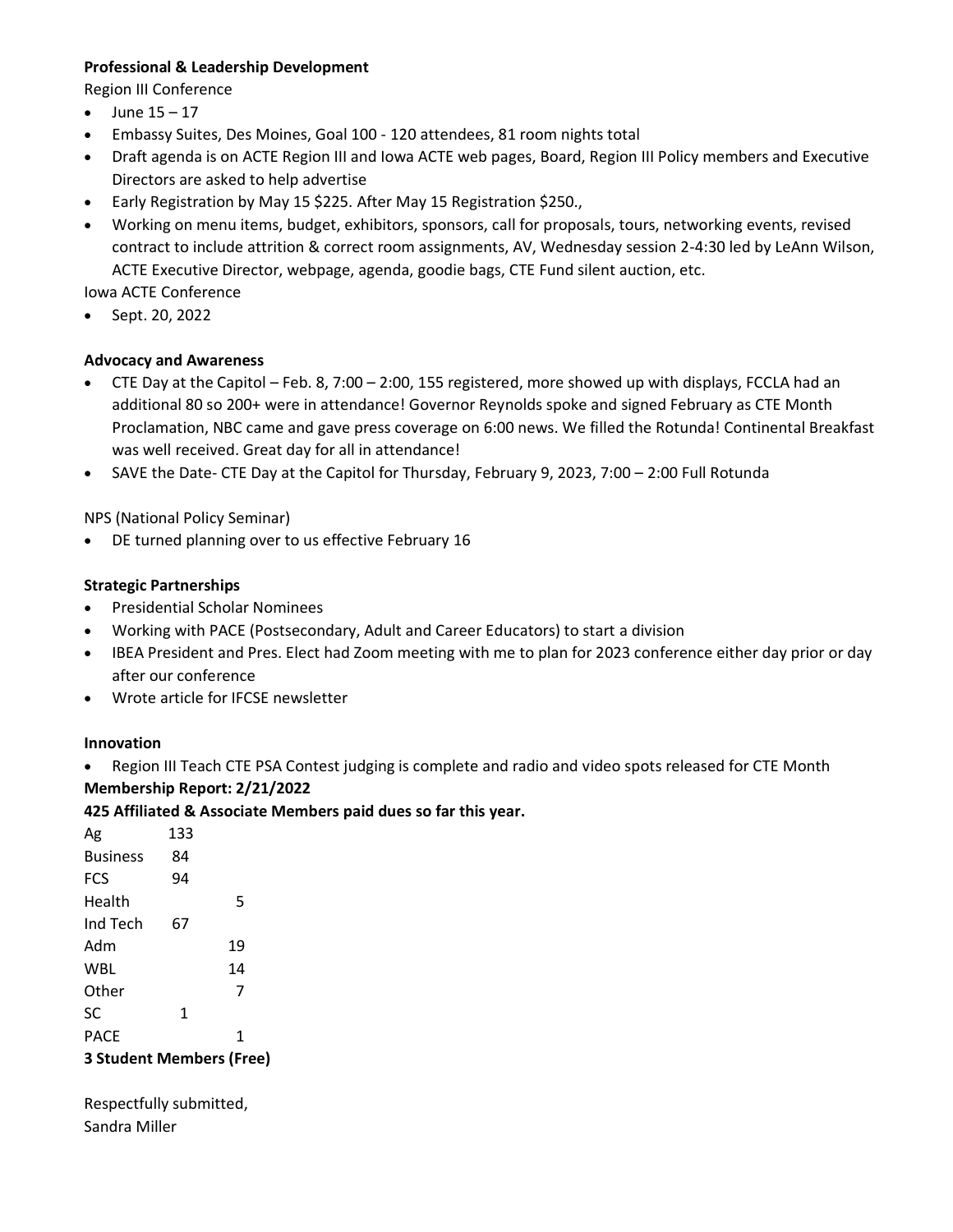**Professional & Leadership Development**

Region III Conference

- June 15 – 17
- Embassy Suites, Des Moines, Goal 100 - 120 attendees, 81 room nights total
- Draft agenda is on ACTE Region III and Iowa ACTE web pages, Board, Region III Policy members and Executive Directors are asked to help advertise
- Early Registration by May 15 $225. After May 15 Registration $250.,
- Working on menu items, budget, exhibitors, sponsors, call for proposals, tours, networking events, revised contract to include attrition & correct room assignments, AV, Wednesday session 2-4:30 led by LeAnn Wilson, ACTE Executive Director, webpage, agenda, goodie bags, CTE Fund silent auction, etc.

Iowa ACTE Conference

- Sept. 20, 2022

**Advocacy and Awareness**

- CTE Day at the Capitol – Feb. 8, 7:00 – 2:00, 155 registered, more showed up with displays, FCCLA had an additional 80 so 200+ were in attendance! Governor Reynolds spoke and signed February as CTE Month Proclamation, NBC came and gave press coverage on 6:00 news. We filled the Rotunda! Continental Breakfast was well received. Great day for all in attendance!
- SAVE the Date- CTE Day at the Capitol for Thursday, February 9, 2023, 7:00 – 2:00 Full Rotunda

NPS (National Policy Seminar)

- DE turned planning over to us effective February 16

**Strategic Partnerships**

- Presidential Scholar Nominees
- Working with PACE (Postsecondary, Adult and Career Educators) to start a division
- IBEA President and Pres. Elect had Zoom meeting with me to plan for 2023 conference either day prior or day after our conference
- Wrote article for IFCSE newsletter

**Innovation**

- Region III Teach CTE PSA Contest judging is complete and radio and video spots released for CTE Month

**Membership Report: 2/21/2022**

**425 Affiliated & Associate Members paid dues so far this year.**

| | |
|---|---|
| Ag | 133 |
| Business | 84 |
| FCS | 94 |
| Health | 5 |
| Ind Tech | 67 |
| Adm | 19 |
| WBL | 14 |
| Other | 7 |
| SC | 1 |
| PACE | 1 |

**3 Student Members (Free)**

Respectfully submitted,
Sandra Miller